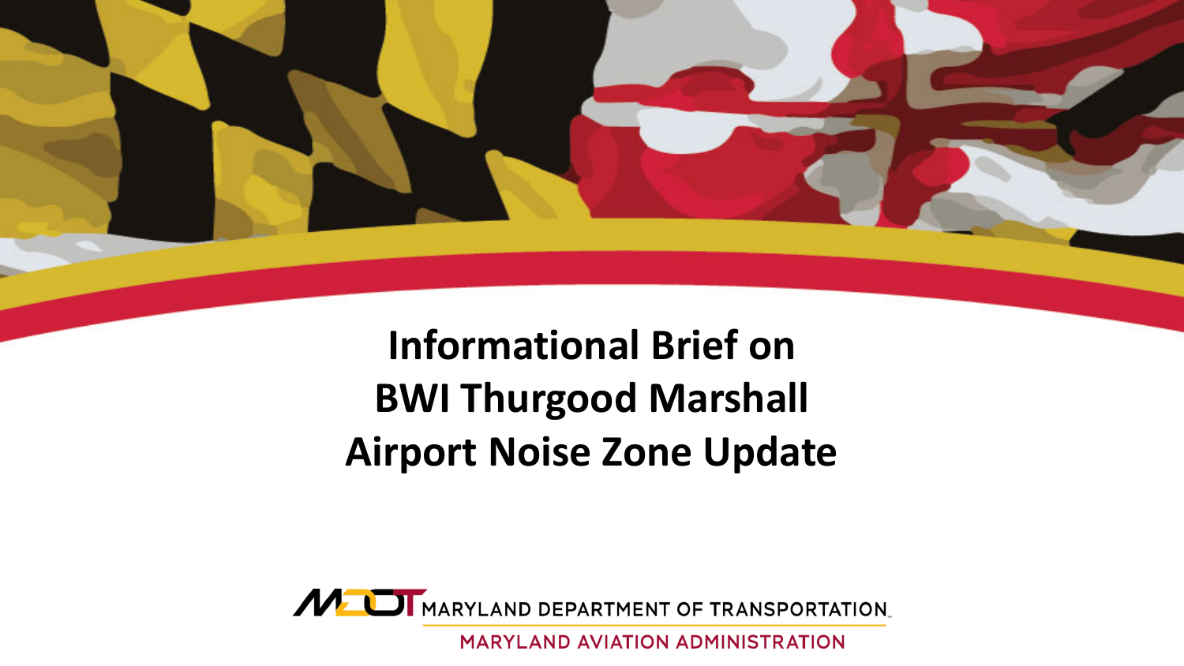# Informational Brief on BWI Thurgood Marshall Airport Noise Zone Update

MARYLAND DEPARTMENT OF TRANSPORTATION

MARYLAND AVIATION ADMINISTRATION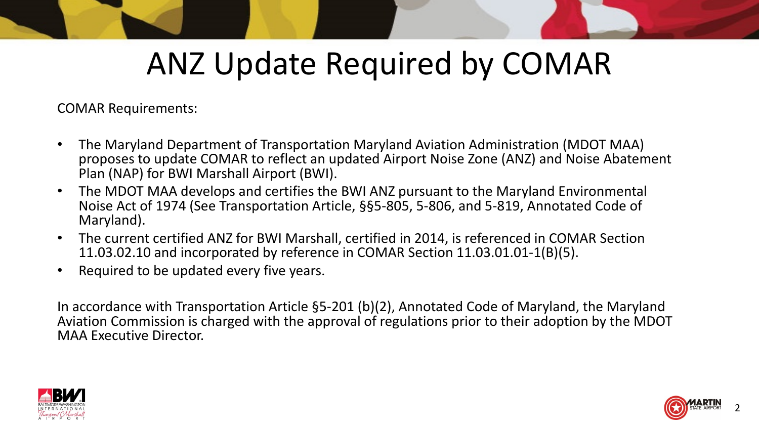# ANZ Update Required by COMAR

COMAR Requirements:

- The Maryland Department of Transportation Maryland Aviation Administration (MDOT MAA) proposes to update COMAR to reflect an updated Airport Noise Zone (ANZ) and Noise Abatement Plan (NAP) for BWI Marshall Airport (BWI).
- The MDOT MAA develops and certifies the BWI ANZ pursuant to the Maryland Environmental Noise Act of 1974 (See Transportation Article, §§5-805, 5-806, and 5-819, Annotated Code of Maryland).
- The current certified ANZ for BWI Marshall, certified in 2014, is referenced in COMAR Section 11.03.02.10 and incorporated by reference in COMAR Section 11.03.01.01-1(B)(5).
- Required to be updated every five years.

In accordance with Transportation Article §5-201 (b)(2), Annotated Code of Maryland, the Maryland Aviation Commission is charged with the approval of regulations prior to their adoption by the MDOT MAA Executive Director.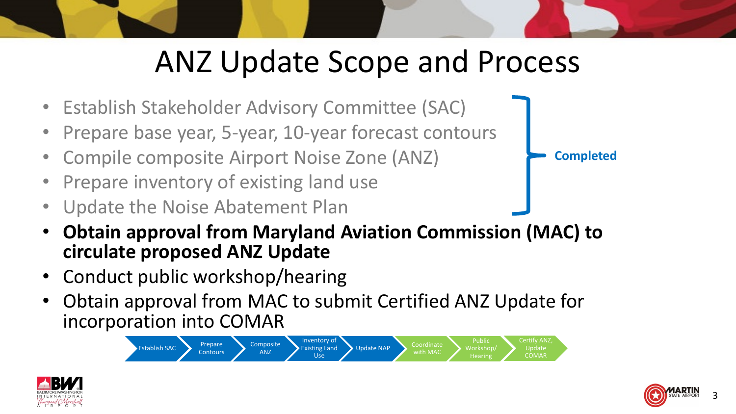# ANZ Update Scope and Process

- Establish Stakeholder Advisory Committee (SAC)
- Prepare base year, 5-year, 10-year forecast contours
- Compile composite Airport Noise Zone (ANZ)
- Prepare inventory of existing land use
- Update the Noise Abatement Plan

**Completed**

- **Obtain approval from Maryland Aviation Commission (MAC) to circulate proposed ANZ Update**
- Conduct public workshop/hearing
- Obtain approval from MAC to submit Certified ANZ Update for incorporation into COMAR

Establish SAC → Prepare Contours → Composite ANZ → Inventory of Existing Land Use → Update NAP → Coordinate with MAC → Public Workshop/ Hearing → Certify ANZ, Update COMAR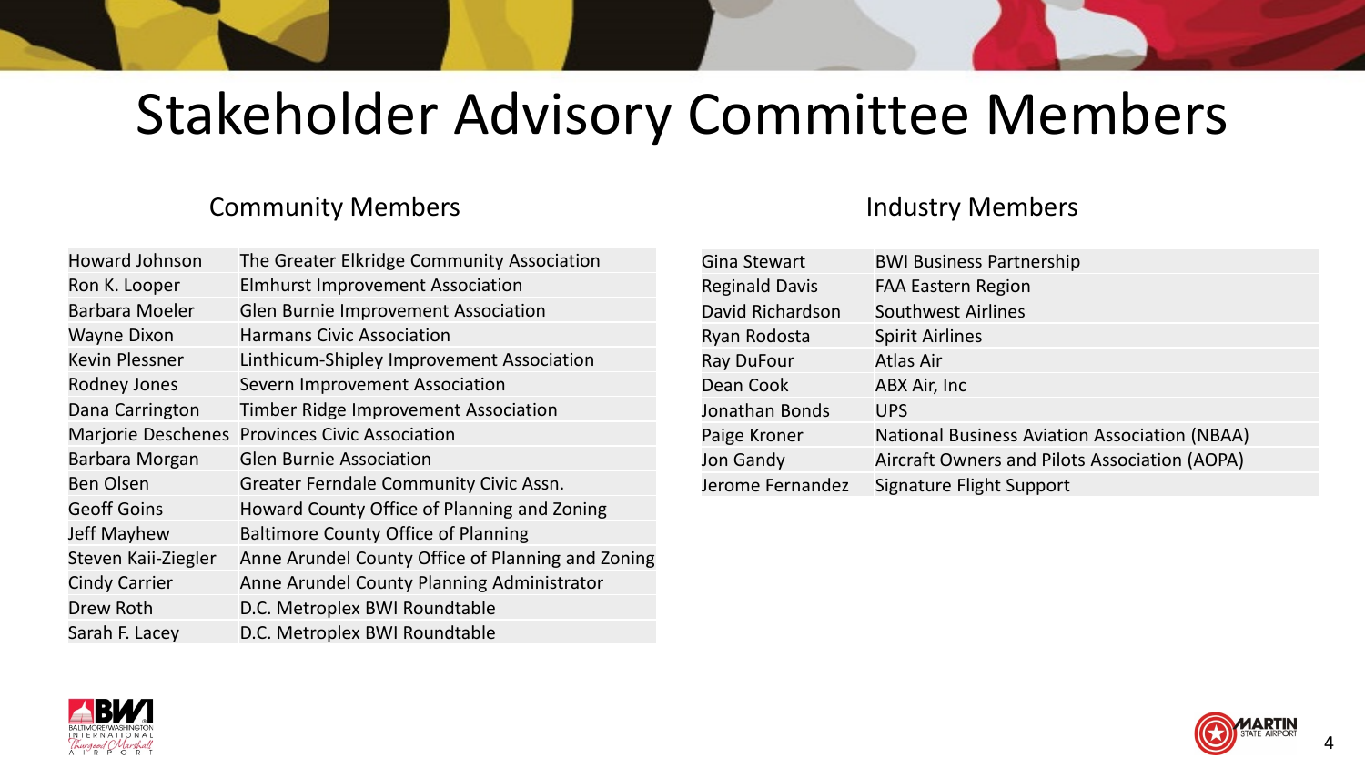# Stakeholder Advisory Committee Members

## Community Members

| | |
|---|---|
| Howard Johnson | The Greater Elkridge Community Association |
| Ron K. Looper | Elmhurst Improvement Association |
| Barbara Moeler | Glen Burnie Improvement Association |
| Wayne Dixon | Harmans Civic Association |
| Kevin Plessner | Linthicum-Shipley Improvement Association |
| Rodney Jones | Severn Improvement Association |
| Dana Carrington | Timber Ridge Improvement Association |
| Marjorie Deschenes | Provinces Civic Association |
| Barbara Morgan | Glen Burnie Association |
| Ben Olsen | Greater Ferndale Community Civic Assn. |
| Geoff Goins | Howard County Office of Planning and Zoning |
| Jeff Mayhew | Baltimore County Office of Planning |
| Steven Kaii-Ziegler | Anne Arundel County Office of Planning and Zoning |
| Cindy Carrier | Anne Arundel County Planning Administrator |
| Drew Roth | D.C. Metroplex BWI Roundtable |
| Sarah F. Lacey | D.C. Metroplex BWI Roundtable |

## Industry Members

| | |
|---|---|
| Gina Stewart | BWI Business Partnership |
| Reginald Davis | FAA Eastern Region |
| David Richardson | Southwest Airlines |
| Ryan Rodosta | Spirit Airlines |
| Ray DuFour | Atlas Air |
| Dean Cook | ABX Air, Inc |
| Jonathan Bonds | UPS |
| Paige Kroner | National Business Aviation Association (NBAA) |
| Jon Gandy | Aircraft Owners and Pilots Association (AOPA) |
| Jerome Fernandez | Signature Flight Support |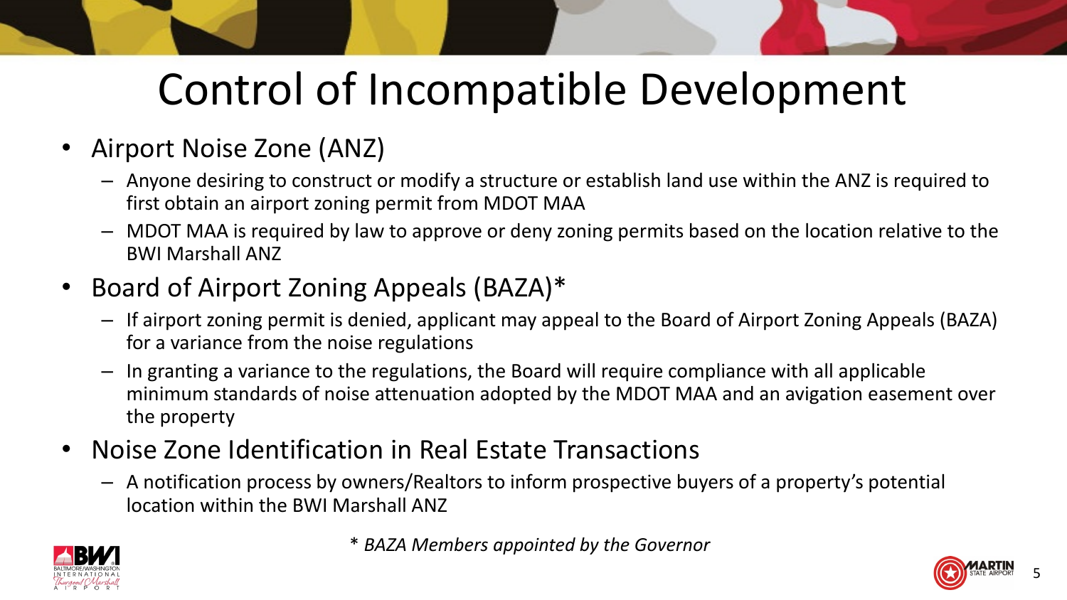# Control of Incompatible Development

- Airport Noise Zone (ANZ)
  - Anyone desiring to construct or modify a structure or establish land use within the ANZ is required to first obtain an airport zoning permit from MDOT MAA
  - MDOT MAA is required by law to approve or deny zoning permits based on the location relative to the BWI Marshall ANZ
- Board of Airport Zoning Appeals (BAZA)*
  - If airport zoning permit is denied, applicant may appeal to the Board of Airport Zoning Appeals (BAZA) for a variance from the noise regulations
  - In granting a variance to the regulations, the Board will require compliance with all applicable minimum standards of noise attenuation adopted by the MDOT MAA and an avigation easement over the property
- Noise Zone Identification in Real Estate Transactions
  - A notification process by owners/Realtors to inform prospective buyers of a property's potential location within the BWI Marshall ANZ

*\* BAZA Members appointed by the Governor*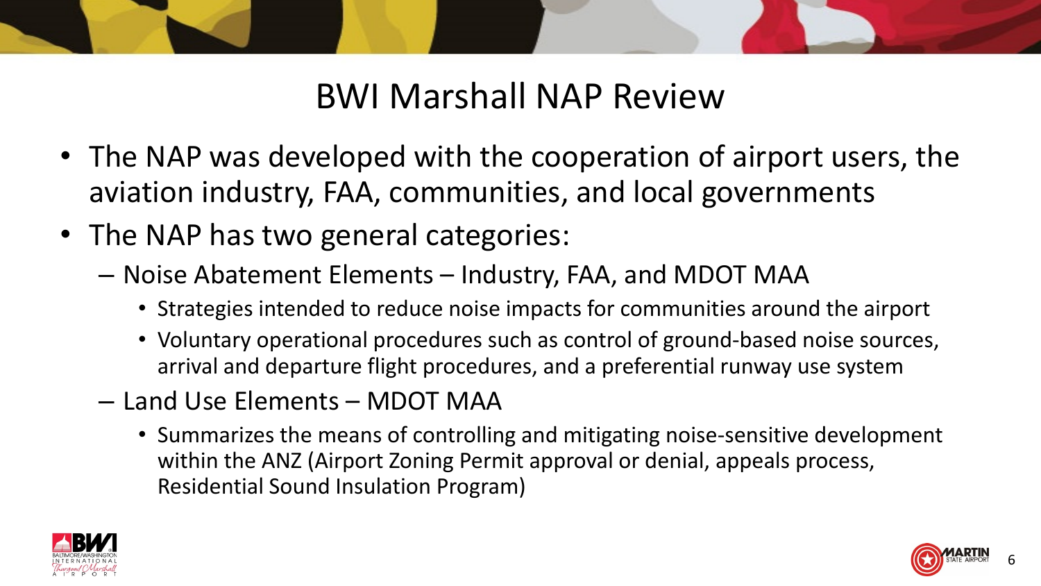# BWI Marshall NAP Review

- The NAP was developed with the cooperation of airport users, the aviation industry, FAA, communities, and local governments
- The NAP has two general categories:
  - Noise Abatement Elements – Industry, FAA, and MDOT MAA
    - Strategies intended to reduce noise impacts for communities around the airport
    - Voluntary operational procedures such as control of ground-based noise sources, arrival and departure flight procedures, and a preferential runway use system
  - Land Use Elements – MDOT MAA
    - Summarizes the means of controlling and mitigating noise-sensitive development within the ANZ (Airport Zoning Permit approval or denial, appeals process, Residential Sound Insulation Program)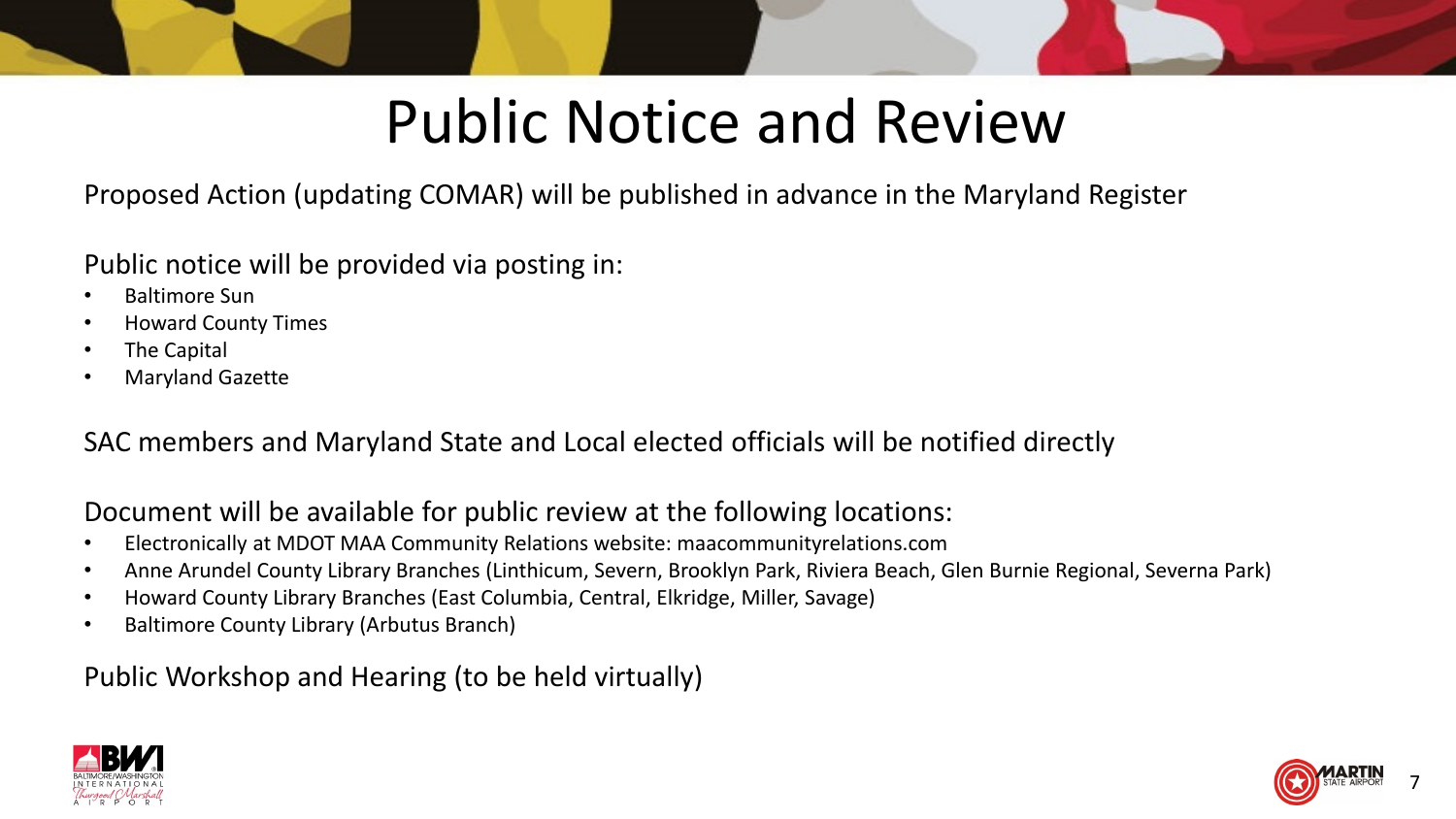# Public Notice and Review

Proposed Action (updating COMAR) will be published in advance in the Maryland Register

Public notice will be provided via posting in:

- Baltimore Sun
- Howard County Times
- The Capital
- Maryland Gazette

SAC members and Maryland State and Local elected officials will be notified directly

Document will be available for public review at the following locations:

- Electronically at MDOT MAA Community Relations website: maacommunityrelations.com
- Anne Arundel County Library Branches (Linthicum, Severn, Brooklyn Park, Riviera Beach, Glen Burnie Regional, Severna Park)
- Howard County Library Branches (East Columbia, Central, Elkridge, Miller, Savage)
- Baltimore County Library (Arbutus Branch)

Public Workshop and Hearing (to be held virtually)